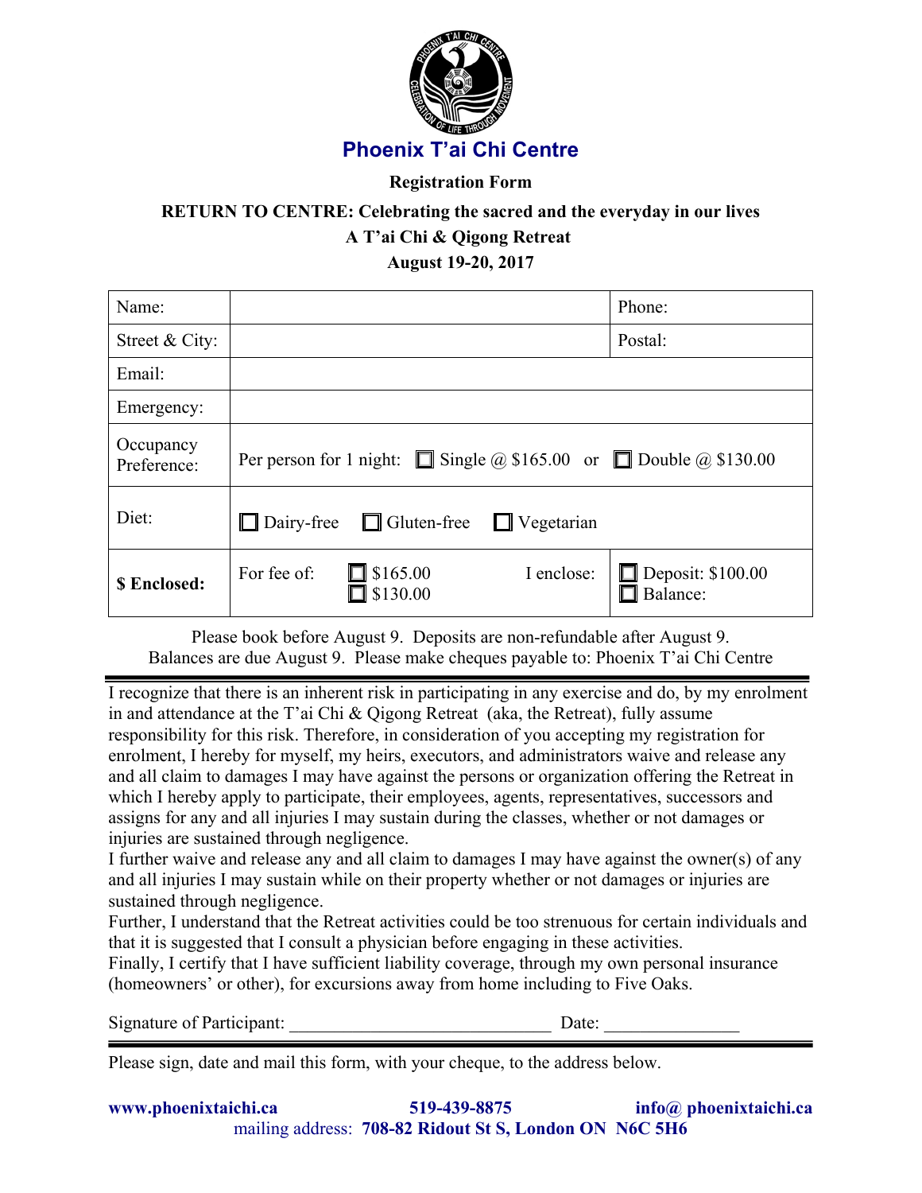# Phoenix T'ai Chi Centre

**Registration Form**

**RETURN TO CENTRE: Celebrating the sacred and the everyday in our lives**

**A T'ai Chi & Qigong Retreat**

**August 19-20, 2017**

| Name: | | Phone: |
|---|---|---|
| Street & City: | | Postal: |
| Email: | | |
| Emergency: | | |
| Occupancy Preference: | Per person for 1 night: ☐ Single @ $165.00 or ☐ Double @ $130.00 | |
| Diet: | ☐ Dairy-free ☐ Gluten-free ☐ Vegetarian | |
| **$ Enclosed:** | For fee of: ☐ $165.00 ☐ $130.00 I enclose: | ☐ Deposit: $100.00 ☐ Balance: |

Please book before August 9. Deposits are non-refundable after August 9.
Balances are due August 9. Please make cheques payable to: Phoenix T'ai Chi Centre

---

I recognize that there is an inherent risk in participating in any exercise and do, by my enrolment in and attendance at the T'ai Chi & Qigong Retreat (aka, the Retreat), fully assume responsibility for this risk. Therefore, in consideration of you accepting my registration for enrolment, I hereby for myself, my heirs, executors, and administrators waive and release any and all claim to damages I may have against the persons or organization offering the Retreat in which I hereby apply to participate, their employees, agents, representatives, successors and assigns for any and all injuries I may sustain during the classes, whether or not damages or injuries are sustained through negligence.
I further waive and release any and all claim to damages I may have against the owner(s) of any and all injuries I may sustain while on their property whether or not damages or injuries are sustained through negligence.
Further, I understand that the Retreat activities could be too strenuous for certain individuals and that it is suggested that I consult a physician before engaging in these activities.
Finally, I certify that I have sufficient liability coverage, through my own personal insurance (homeowners' or other), for excursions away from home including to Five Oaks.

Signature of Participant: ______________________________ Date: _______________

---

Please sign, date and mail this form, with your cheque, to the address below.

**www.phoenixtaichi.ca** **519-439-8875** **info@ phoenixtaichi.ca**
mailing address: **708-82 Ridout St S, London ON N6C 5H6**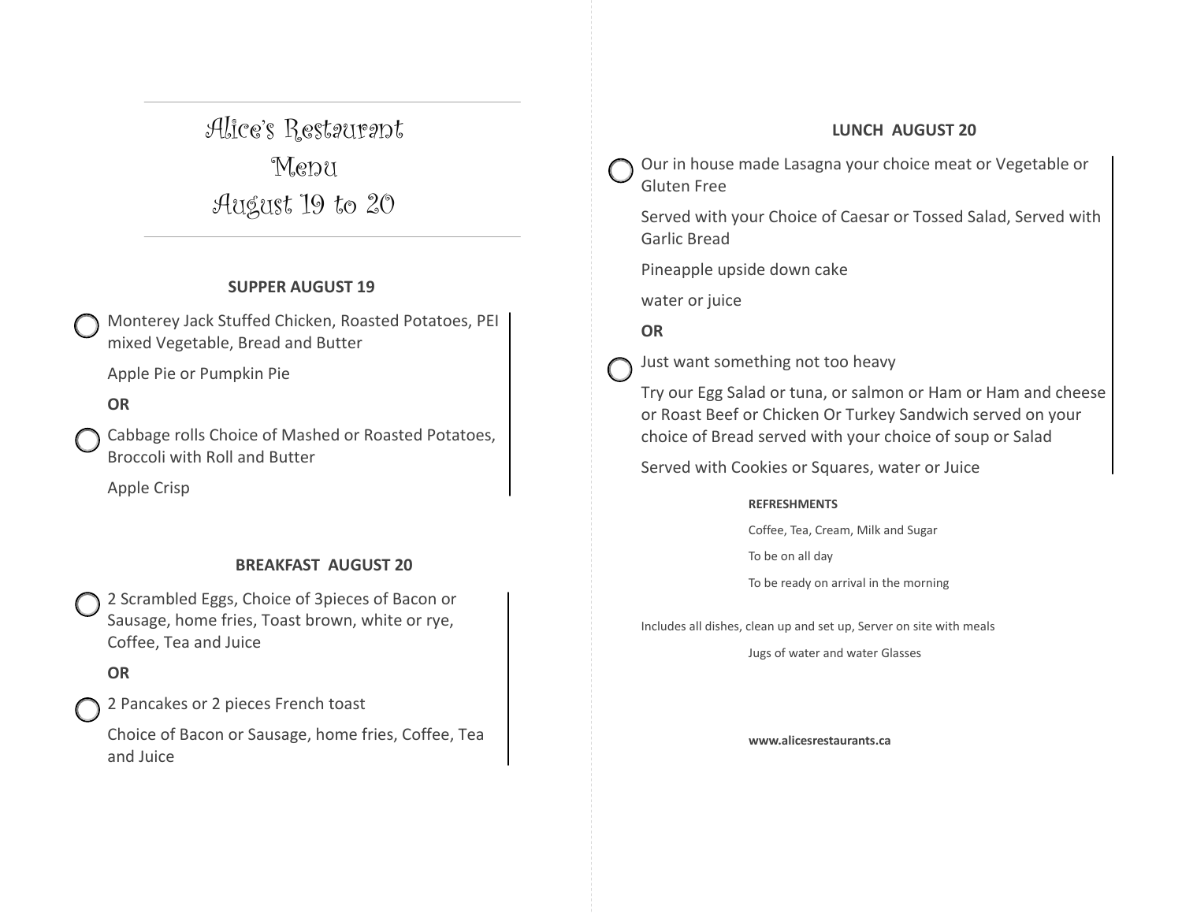# Alice's Restaurant

## Menu

## August 19 to 20

### SUPPER AUGUST 19

- ○ Monterey Jack Stuffed Chicken, Roasted Potatoes, PEI mixed Vegetable, Bread and Butter

  Apple Pie or Pumpkin Pie

**OR**

- ○ Cabbage rolls Choice of Mashed or Roasted Potatoes, Broccoli with Roll and Butter

  Apple Crisp

### BREAKFAST AUGUST 20

- ○ 2 Scrambled Eggs, Choice of 3pieces of Bacon or Sausage, home fries, Toast brown, white or rye, Coffee, Tea and Juice

**OR**

- ○ 2 Pancakes or 2 pieces French toast

  Choice of Bacon or Sausage, home fries, Coffee, Tea and Juice

### LUNCH AUGUST 20

- ○ Our in house made Lasagna your choice meat or Vegetable or Gluten Free

  Served with your Choice of Caesar or Tossed Salad, Served with Garlic Bread

  Pineapple upside down cake

  water or juice

**OR**

- ○ Just want something not too heavy

  Try our Egg Salad or tuna, or salmon or Ham or Ham and cheese or Roast Beef or Chicken Or Turkey Sandwich served on your choice of Bread served with your choice of soup or Salad

  Served with Cookies or Squares, water or Juice

**REFRESHMENTS**

Coffee, Tea, Cream, Milk and Sugar

To be on all day

To be ready on arrival in the morning

Includes all dishes, clean up and set up, Server on site with meals

Jugs of water and water Glasses

**www.alicesrestaurants.ca**